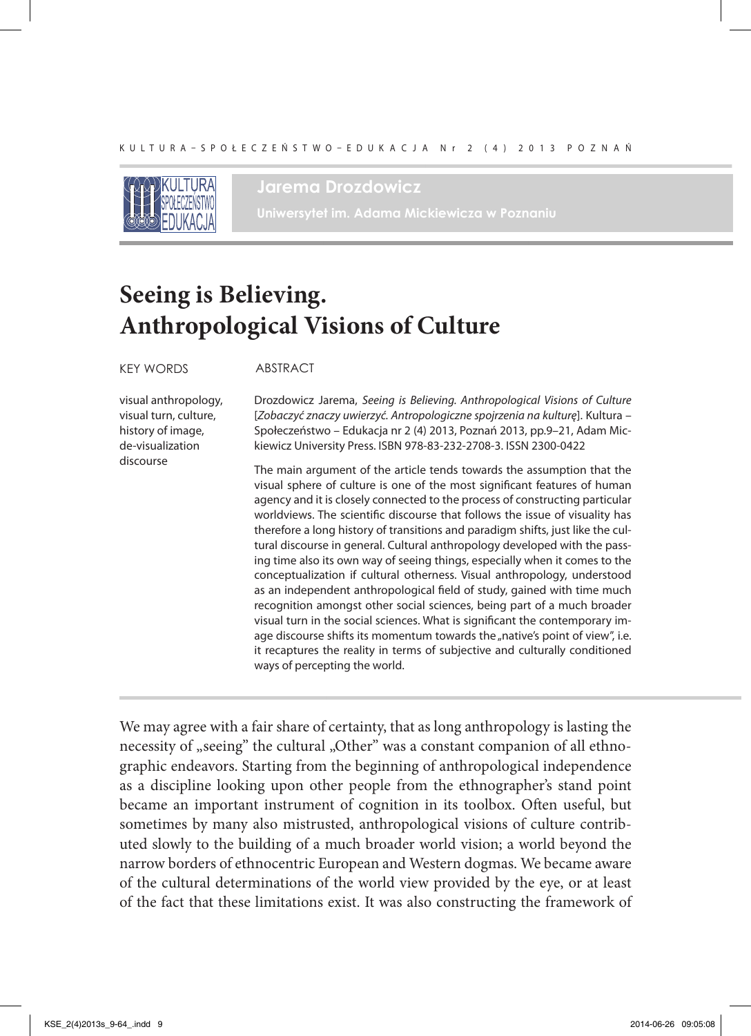**Jarema Drozdowicz**

**Uniwersytet im. Adama Mickiewicza w Poznaniu**

# Seeing is Believing. Anthropological Visions of Culture

KEY WORDS

visual anthropology, visual turn, culture, history of image, de-visualization discourse

ABSTRACT

Drozdowicz Jarema, *Seeing is Believing. Anthropological Visions of Culture* [*Zobaczyć znaczy uwierzyć. Antropologiczne spojrzenia na kulturę*]. Kultura – Społeczeństwo – Edukacja nr 2 (4) 2013, Poznań 2013, pp.9–21, Adam Mickiewicz University Press. ISBN 978-83-232-2708-3. ISSN 2300-0422

The main argument of the article tends towards the assumption that the visual sphere of culture is one of the most significant features of human agency and it is closely connected to the process of constructing particular worldviews. The scientific discourse that follows the issue of visuality has therefore a long history of transitions and paradigm shifts, just like the cultural discourse in general. Cultural anthropology developed with the passing time also its own way of seeing things, especially when it comes to the conceptualization if cultural otherness. Visual anthropology, understood as an independent anthropological field of study, gained with time much recognition amongst other social sciences, being part of a much broader visual turn in the social sciences. What is significant the contemporary image discourse shifts its momentum towards the „native's point of view", i.e. it recaptures the reality in terms of subjective and culturally conditioned ways of percepting the world.

We may agree with a fair share of certainty, that as long anthropology is lasting the necessity of „seeing" the cultural „Other" was a constant companion of all ethnographic endeavors. Starting from the beginning of anthropological independence as a discipline looking upon other people from the ethnographer's stand point became an important instrument of cognition in its toolbox. Often useful, but sometimes by many also mistrusted, anthropological visions of culture contributed slowly to the building of a much broader world vision; a world beyond the narrow borders of ethnocentric European and Western dogmas. We became aware of the cultural determinations of the world view provided by the eye, or at least of the fact that these limitations exist. It was also constructing the framework of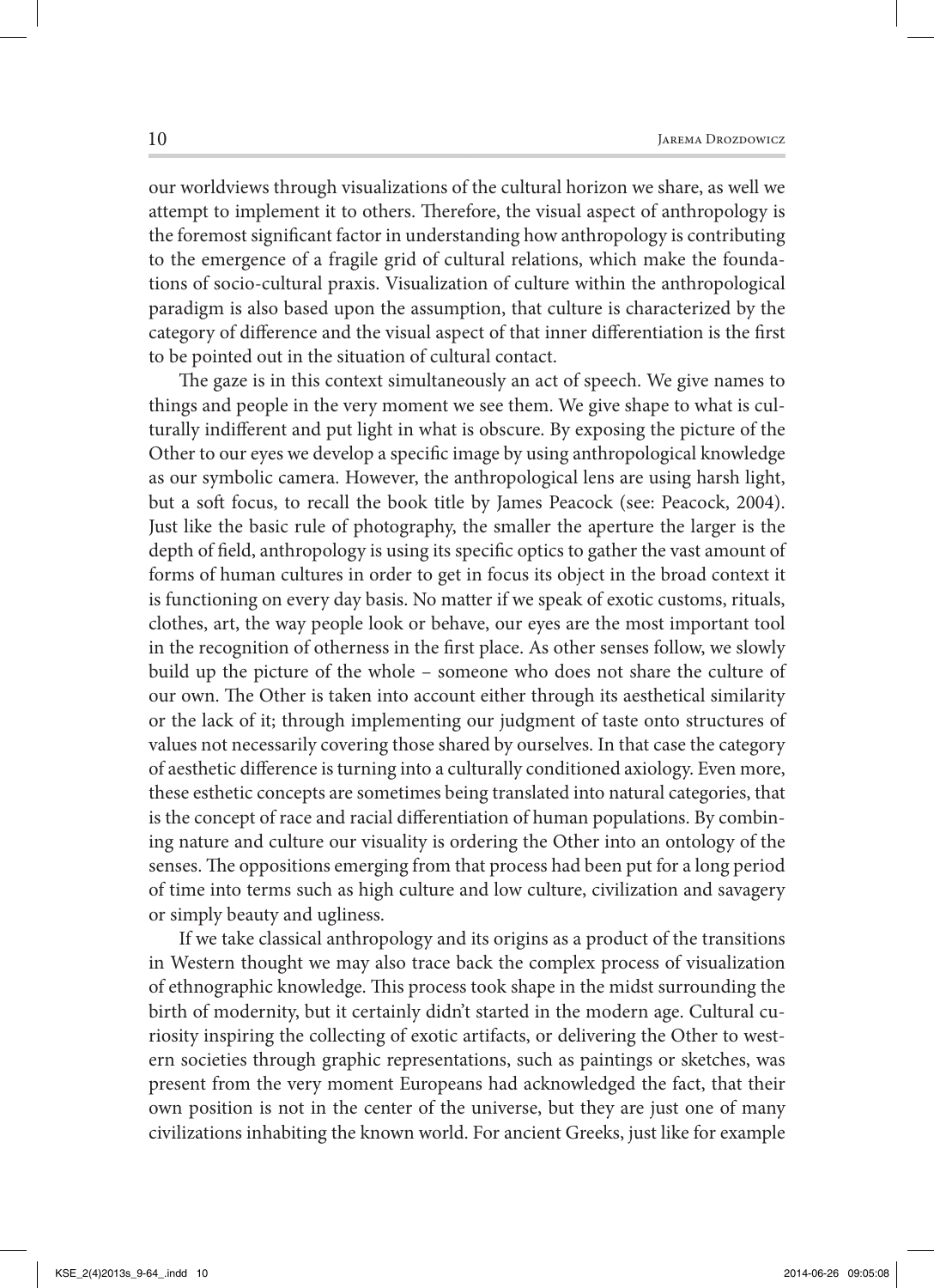our worldviews through visualizations of the cultural horizon we share, as well we attempt to implement it to others. Therefore, the visual aspect of anthropology is the foremost significant factor in understanding how anthropology is contributing to the emergence of a fragile grid of cultural relations, which make the foundations of socio-cultural praxis. Visualization of culture within the anthropological paradigm is also based upon the assumption, that culture is characterized by the category of difference and the visual aspect of that inner differentiation is the first to be pointed out in the situation of cultural contact.

The gaze is in this context simultaneously an act of speech. We give names to things and people in the very moment we see them. We give shape to what is culturally indifferent and put light in what is obscure. By exposing the picture of the Other to our eyes we develop a specific image by using anthropological knowledge as our symbolic camera. However, the anthropological lens are using harsh light, but a soft focus, to recall the book title by James Peacock (see: Peacock, 2004). Just like the basic rule of photography, the smaller the aperture the larger is the depth of field, anthropology is using its specific optics to gather the vast amount of forms of human cultures in order to get in focus its object in the broad context it is functioning on every day basis. No matter if we speak of exotic customs, rituals, clothes, art, the way people look or behave, our eyes are the most important tool in the recognition of otherness in the first place. As other senses follow, we slowly build up the picture of the whole – someone who does not share the culture of our own. The Other is taken into account either through its aesthetical similarity or the lack of it; through implementing our judgment of taste onto structures of values not necessarily covering those shared by ourselves. In that case the category of aesthetic difference is turning into a culturally conditioned axiology. Even more, these esthetic concepts are sometimes being translated into natural categories, that is the concept of race and racial differentiation of human populations. By combining nature and culture our visuality is ordering the Other into an ontology of the senses. The oppositions emerging from that process had been put for a long period of time into terms such as high culture and low culture, civilization and savagery or simply beauty and ugliness.

If we take classical anthropology and its origins as a product of the transitions in Western thought we may also trace back the complex process of visualization of ethnographic knowledge. This process took shape in the midst surrounding the birth of modernity, but it certainly didn't started in the modern age. Cultural curiosity inspiring the collecting of exotic artifacts, or delivering the Other to western societies through graphic representations, such as paintings or sketches, was present from the very moment Europeans had acknowledged the fact, that their own position is not in the center of the universe, but they are just one of many civilizations inhabiting the known world. For ancient Greeks, just like for example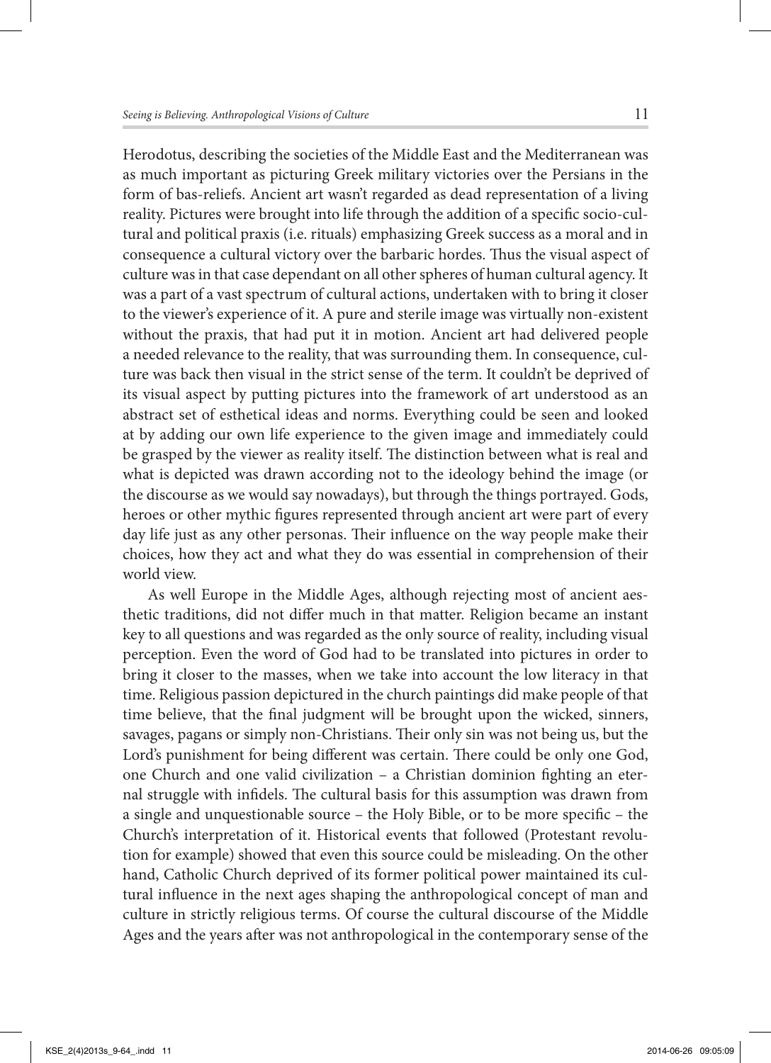Herodotus, describing the societies of the Middle East and the Mediterranean was as much important as picturing Greek military victories over the Persians in the form of bas-reliefs. Ancient art wasn't regarded as dead representation of a living reality. Pictures were brought into life through the addition of a specific socio-cultural and political praxis (i.e. rituals) emphasizing Greek success as a moral and in consequence a cultural victory over the barbaric hordes. Thus the visual aspect of culture was in that case dependant on all other spheres of human cultural agency. It was a part of a vast spectrum of cultural actions, undertaken with to bring it closer to the viewer's experience of it. A pure and sterile image was virtually non-existent without the praxis, that had put it in motion. Ancient art had delivered people a needed relevance to the reality, that was surrounding them. In consequence, culture was back then visual in the strict sense of the term. It couldn't be deprived of its visual aspect by putting pictures into the framework of art understood as an abstract set of esthetical ideas and norms. Everything could be seen and looked at by adding our own life experience to the given image and immediately could be grasped by the viewer as reality itself. The distinction between what is real and what is depicted was drawn according not to the ideology behind the image (or the discourse as we would say nowadays), but through the things portrayed. Gods, heroes or other mythic figures represented through ancient art were part of every day life just as any other personas. Their influence on the way people make their choices, how they act and what they do was essential in comprehension of their world view.

As well Europe in the Middle Ages, although rejecting most of ancient aesthetic traditions, did not differ much in that matter. Religion became an instant key to all questions and was regarded as the only source of reality, including visual perception. Even the word of God had to be translated into pictures in order to bring it closer to the masses, when we take into account the low literacy in that time. Religious passion depictured in the church paintings did make people of that time believe, that the final judgment will be brought upon the wicked, sinners, savages, pagans or simply non-Christians. Their only sin was not being us, but the Lord's punishment for being different was certain. There could be only one God, one Church and one valid civilization – a Christian dominion fighting an eternal struggle with infidels. The cultural basis for this assumption was drawn from a single and unquestionable source – the Holy Bible, or to be more specific – the Church's interpretation of it. Historical events that followed (Protestant revolution for example) showed that even this source could be misleading. On the other hand, Catholic Church deprived of its former political power maintained its cultural influence in the next ages shaping the anthropological concept of man and culture in strictly religious terms. Of course the cultural discourse of the Middle Ages and the years after was not anthropological in the contemporary sense of the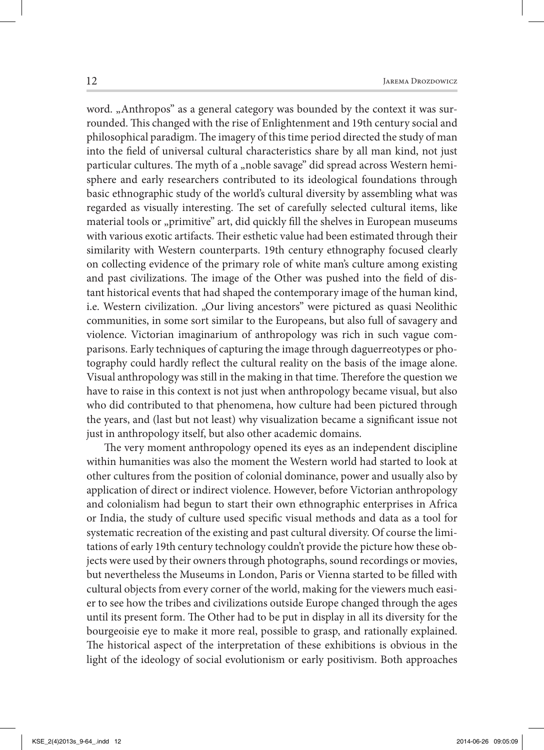word. „Anthropos" as a general category was bounded by the context it was surrounded. This changed with the rise of Enlightenment and 19th century social and philosophical paradigm. The imagery of this time period directed the study of man into the field of universal cultural characteristics share by all man kind, not just particular cultures. The myth of a „noble savage" did spread across Western hemisphere and early researchers contributed to its ideological foundations through basic ethnographic study of the world's cultural diversity by assembling what was regarded as visually interesting. The set of carefully selected cultural items, like material tools or „primitive" art, did quickly fill the shelves in European museums with various exotic artifacts. Their esthetic value had been estimated through their similarity with Western counterparts. 19th century ethnography focused clearly on collecting evidence of the primary role of white man's culture among existing and past civilizations. The image of the Other was pushed into the field of distant historical events that had shaped the contemporary image of the human kind, i.e. Western civilization. „Our living ancestors" were pictured as quasi Neolithic communities, in some sort similar to the Europeans, but also full of savagery and violence. Victorian imaginarium of anthropology was rich in such vague comparisons. Early techniques of capturing the image through daguerreotypes or photography could hardly reflect the cultural reality on the basis of the image alone. Visual anthropology was still in the making in that time. Therefore the question we have to raise in this context is not just when anthropology became visual, but also who did contributed to that phenomena, how culture had been pictured through the years, and (last but not least) why visualization became a significant issue not just in anthropology itself, but also other academic domains.

The very moment anthropology opened its eyes as an independent discipline within humanities was also the moment the Western world had started to look at other cultures from the position of colonial dominance, power and usually also by application of direct or indirect violence. However, before Victorian anthropology and colonialism had begun to start their own ethnographic enterprises in Africa or India, the study of culture used specific visual methods and data as a tool for systematic recreation of the existing and past cultural diversity. Of course the limitations of early 19th century technology couldn't provide the picture how these objects were used by their owners through photographs, sound recordings or movies, but nevertheless the Museums in London, Paris or Vienna started to be filled with cultural objects from every corner of the world, making for the viewers much easier to see how the tribes and civilizations outside Europe changed through the ages until its present form. The Other had to be put in display in all its diversity for the bourgeoisie eye to make it more real, possible to grasp, and rationally explained. The historical aspect of the interpretation of these exhibitions is obvious in the light of the ideology of social evolutionism or early positivism. Both approaches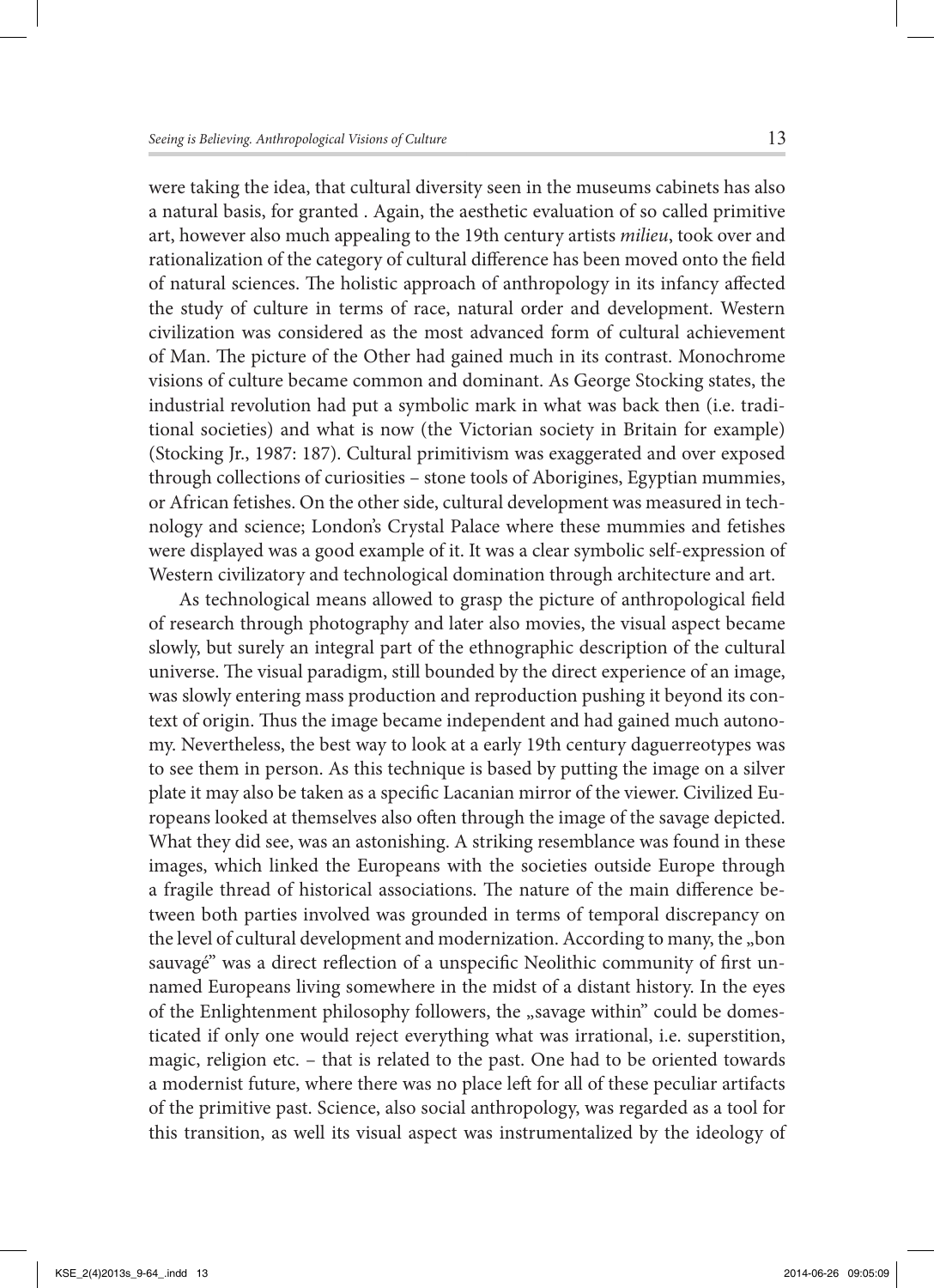were taking the idea, that cultural diversity seen in the museums cabinets has also a natural basis, for granted . Again, the aesthetic evaluation of so called primitive art, however also much appealing to the 19th century artists *milieu*, took over and rationalization of the category of cultural difference has been moved onto the field of natural sciences. The holistic approach of anthropology in its infancy affected the study of culture in terms of race, natural order and development. Western civilization was considered as the most advanced form of cultural achievement of Man. The picture of the Other had gained much in its contrast. Monochrome visions of culture became common and dominant. As George Stocking states, the industrial revolution had put a symbolic mark in what was back then (i.e. traditional societies) and what is now (the Victorian society in Britain for example) (Stocking Jr., 1987: 187). Cultural primitivism was exaggerated and over exposed through collections of curiosities – stone tools of Aborigines, Egyptian mummies, or African fetishes. On the other side, cultural development was measured in technology and science; London's Crystal Palace where these mummies and fetishes were displayed was a good example of it. It was a clear symbolic self-expression of Western civilizatory and technological domination through architecture and art.

As technological means allowed to grasp the picture of anthropological field of research through photography and later also movies, the visual aspect became slowly, but surely an integral part of the ethnographic description of the cultural universe. The visual paradigm, still bounded by the direct experience of an image, was slowly entering mass production and reproduction pushing it beyond its context of origin. Thus the image became independent and had gained much autonomy. Nevertheless, the best way to look at a early 19th century daguerreotypes was to see them in person. As this technique is based by putting the image on a silver plate it may also be taken as a specific Lacanian mirror of the viewer. Civilized Europeans looked at themselves also often through the image of the savage depicted. What they did see, was an astonishing. A striking resemblance was found in these images, which linked the Europeans with the societies outside Europe through a fragile thread of historical associations. The nature of the main difference between both parties involved was grounded in terms of temporal discrepancy on the level of cultural development and modernization. According to many, the „bon sauvagé" was a direct reflection of a unspecific Neolithic community of first unnamed Europeans living somewhere in the midst of a distant history. In the eyes of the Enlightenment philosophy followers, the „savage within" could be domesticated if only one would reject everything what was irrational, i.e. superstition, magic, religion etc. – that is related to the past. One had to be oriented towards a modernist future, where there was no place left for all of these peculiar artifacts of the primitive past. Science, also social anthropology, was regarded as a tool for this transition, as well its visual aspect was instrumentalized by the ideology of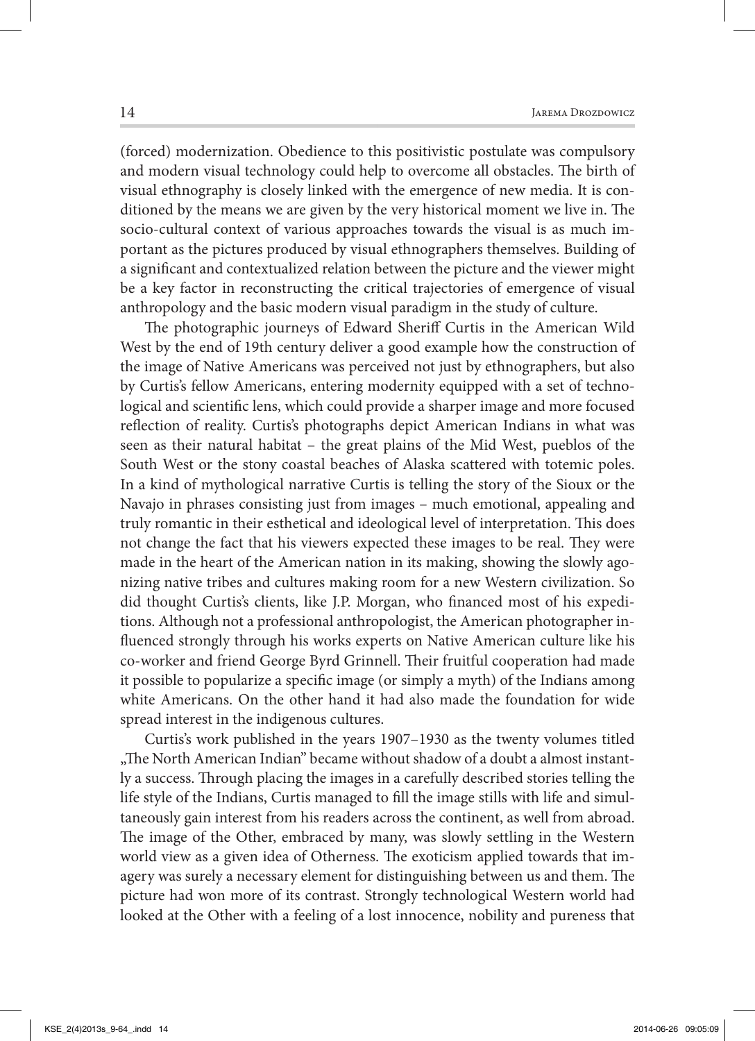(forced) modernization. Obedience to this positivistic postulate was compulsory and modern visual technology could help to overcome all obstacles. The birth of visual ethnography is closely linked with the emergence of new media. It is conditioned by the means we are given by the very historical moment we live in. The socio-cultural context of various approaches towards the visual is as much important as the pictures produced by visual ethnographers themselves. Building of a significant and contextualized relation between the picture and the viewer might be a key factor in reconstructing the critical trajectories of emergence of visual anthropology and the basic modern visual paradigm in the study of culture.

The photographic journeys of Edward Sheriff Curtis in the American Wild West by the end of 19th century deliver a good example how the construction of the image of Native Americans was perceived not just by ethnographers, but also by Curtis's fellow Americans, entering modernity equipped with a set of technological and scientific lens, which could provide a sharper image and more focused reflection of reality. Curtis's photographs depict American Indians in what was seen as their natural habitat – the great plains of the Mid West, pueblos of the South West or the stony coastal beaches of Alaska scattered with totemic poles. In a kind of mythological narrative Curtis is telling the story of the Sioux or the Navajo in phrases consisting just from images – much emotional, appealing and truly romantic in their esthetical and ideological level of interpretation. This does not change the fact that his viewers expected these images to be real. They were made in the heart of the American nation in its making, showing the slowly agonizing native tribes and cultures making room for a new Western civilization. So did thought Curtis's clients, like J.P. Morgan, who financed most of his expeditions. Although not a professional anthropologist, the American photographer influenced strongly through his works experts on Native American culture like his co-worker and friend George Byrd Grinnell. Their fruitful cooperation had made it possible to popularize a specific image (or simply a myth) of the Indians among white Americans. On the other hand it had also made the foundation for wide spread interest in the indigenous cultures.

Curtis's work published in the years 1907–1930 as the twenty volumes titled „The North American Indian" became without shadow of a doubt a almost instantly a success. Through placing the images in a carefully described stories telling the life style of the Indians, Curtis managed to fill the image stills with life and simultaneously gain interest from his readers across the continent, as well from abroad. The image of the Other, embraced by many, was slowly settling in the Western world view as a given idea of Otherness. The exoticism applied towards that imagery was surely a necessary element for distinguishing between us and them. The picture had won more of its contrast. Strongly technological Western world had looked at the Other with a feeling of a lost innocence, nobility and pureness that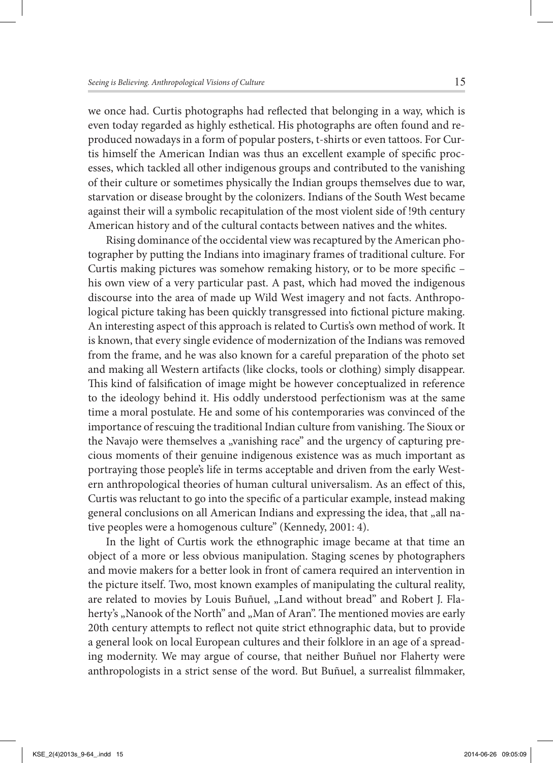we once had. Curtis photographs had reflected that belonging in a way, which is even today regarded as highly esthetical. His photographs are often found and reproduced nowadays in a form of popular posters, t-shirts or even tattoos. For Curtis himself the American Indian was thus an excellent example of specific processes, which tackled all other indigenous groups and contributed to the vanishing of their culture or sometimes physically the Indian groups themselves due to war, starvation or disease brought by the colonizers. Indians of the South West became against their will a symbolic recapitulation of the most violent side of !9th century American history and of the cultural contacts between natives and the whites.

Rising dominance of the occidental view was recaptured by the American photographer by putting the Indians into imaginary frames of traditional culture. For Curtis making pictures was somehow remaking history, or to be more specific – his own view of a very particular past. A past, which had moved the indigenous discourse into the area of made up Wild West imagery and not facts. Anthropological picture taking has been quickly transgressed into fictional picture making. An interesting aspect of this approach is related to Curtis's own method of work. It is known, that every single evidence of modernization of the Indians was removed from the frame, and he was also known for a careful preparation of the photo set and making all Western artifacts (like clocks, tools or clothing) simply disappear. This kind of falsification of image might be however conceptualized in reference to the ideology behind it. His oddly understood perfectionism was at the same time a moral postulate. He and some of his contemporaries was convinced of the importance of rescuing the traditional Indian culture from vanishing. The Sioux or the Navajo were themselves a „vanishing race" and the urgency of capturing precious moments of their genuine indigenous existence was as much important as portraying those people's life in terms acceptable and driven from the early Western anthropological theories of human cultural universalism. As an effect of this, Curtis was reluctant to go into the specific of a particular example, instead making general conclusions on all American Indians and expressing the idea, that „all native peoples were a homogenous culture" (Kennedy, 2001: 4).

In the light of Curtis work the ethnographic image became at that time an object of a more or less obvious manipulation. Staging scenes by photographers and movie makers for a better look in front of camera required an intervention in the picture itself. Two, most known examples of manipulating the cultural reality, are related to movies by Louis Buñuel, „Land without bread" and Robert J. Flaherty's „Nanook of the North" and „Man of Aran". The mentioned movies are early 20th century attempts to reflect not quite strict ethnographic data, but to provide a general look on local European cultures and their folklore in an age of a spreading modernity. We may argue of course, that neither Buñuel nor Flaherty were anthropologists in a strict sense of the word. But Buñuel, a surrealist filmmaker,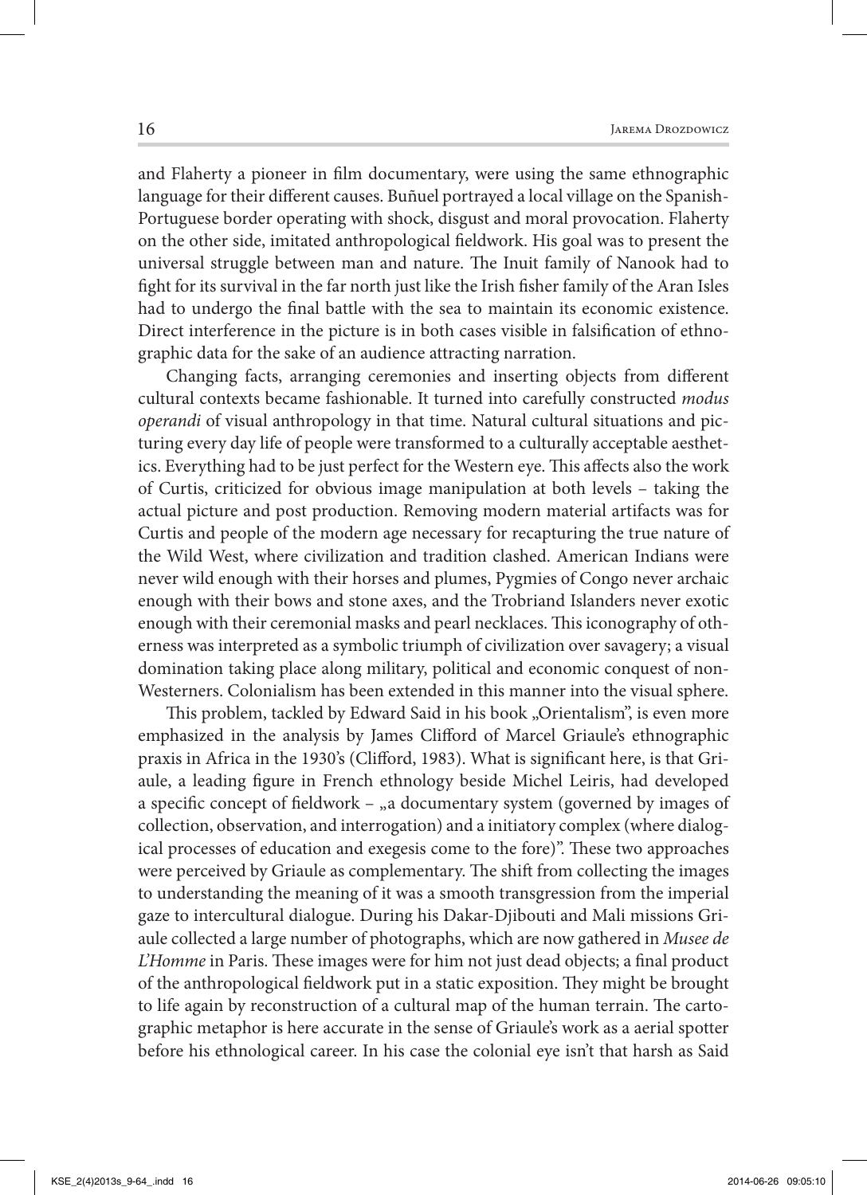and Flaherty a pioneer in film documentary, were using the same ethnographic language for their different causes. Buñuel portrayed a local village on the Spanish-Portuguese border operating with shock, disgust and moral provocation. Flaherty on the other side, imitated anthropological fieldwork. His goal was to present the universal struggle between man and nature. The Inuit family of Nanook had to fight for its survival in the far north just like the Irish fisher family of the Aran Isles had to undergo the final battle with the sea to maintain its economic existence. Direct interference in the picture is in both cases visible in falsification of ethnographic data for the sake of an audience attracting narration.

Changing facts, arranging ceremonies and inserting objects from different cultural contexts became fashionable. It turned into carefully constructed *modus operandi* of visual anthropology in that time. Natural cultural situations and picturing every day life of people were transformed to a culturally acceptable aesthetics. Everything had to be just perfect for the Western eye. This affects also the work of Curtis, criticized for obvious image manipulation at both levels – taking the actual picture and post production. Removing modern material artifacts was for Curtis and people of the modern age necessary for recapturing the true nature of the Wild West, where civilization and tradition clashed. American Indians were never wild enough with their horses and plumes, Pygmies of Congo never archaic enough with their bows and stone axes, and the Trobriand Islanders never exotic enough with their ceremonial masks and pearl necklaces. This iconography of otherness was interpreted as a symbolic triumph of civilization over savagery; a visual domination taking place along military, political and economic conquest of non-Westerners. Colonialism has been extended in this manner into the visual sphere.

This problem, tackled by Edward Said in his book „Orientalism", is even more emphasized in the analysis by James Clifford of Marcel Griaule's ethnographic praxis in Africa in the 1930's (Clifford, 1983). What is significant here, is that Griaule, a leading figure in French ethnology beside Michel Leiris, had developed a specific concept of fieldwork – „a documentary system (governed by images of collection, observation, and interrogation) and a initiatory complex (where dialogical processes of education and exegesis come to the fore)". These two approaches were perceived by Griaule as complementary. The shift from collecting the images to understanding the meaning of it was a smooth transgression from the imperial gaze to intercultural dialogue. During his Dakar-Djibouti and Mali missions Griaule collected a large number of photographs, which are now gathered in *Musee de L'Homme* in Paris. These images were for him not just dead objects; a final product of the anthropological fieldwork put in a static exposition. They might be brought to life again by reconstruction of a cultural map of the human terrain. The cartographic metaphor is here accurate in the sense of Griaule's work as a aerial spotter before his ethnological career. In his case the colonial eye isn't that harsh as Said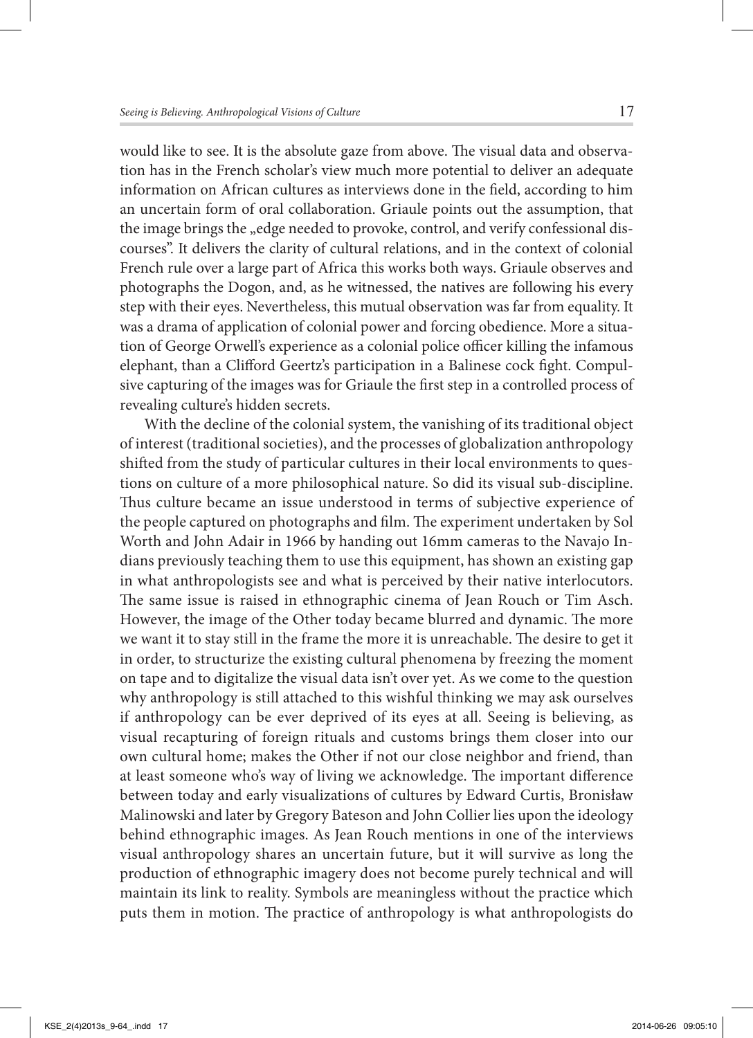would like to see. It is the absolute gaze from above. The visual data and observation has in the French scholar's view much more potential to deliver an adequate information on African cultures as interviews done in the field, according to him an uncertain form of oral collaboration. Griaule points out the assumption, that the image brings the „edge needed to provoke, control, and verify confessional discourses". It delivers the clarity of cultural relations, and in the context of colonial French rule over a large part of Africa this works both ways. Griaule observes and photographs the Dogon, and, as he witnessed, the natives are following his every step with their eyes. Nevertheless, this mutual observation was far from equality. It was a drama of application of colonial power and forcing obedience. More a situation of George Orwell's experience as a colonial police officer killing the infamous elephant, than a Clifford Geertz's participation in a Balinese cock fight. Compulsive capturing of the images was for Griaule the first step in a controlled process of revealing culture's hidden secrets.

With the decline of the colonial system, the vanishing of its traditional object of interest (traditional societies), and the processes of globalization anthropology shifted from the study of particular cultures in their local environments to questions on culture of a more philosophical nature. So did its visual sub-discipline. Thus culture became an issue understood in terms of subjective experience of the people captured on photographs and film. The experiment undertaken by Sol Worth and John Adair in 1966 by handing out 16mm cameras to the Navajo Indians previously teaching them to use this equipment, has shown an existing gap in what anthropologists see and what is perceived by their native interlocutors. The same issue is raised in ethnographic cinema of Jean Rouch or Tim Asch. However, the image of the Other today became blurred and dynamic. The more we want it to stay still in the frame the more it is unreachable. The desire to get it in order, to structurize the existing cultural phenomena by freezing the moment on tape and to digitalize the visual data isn't over yet. As we come to the question why anthropology is still attached to this wishful thinking we may ask ourselves if anthropology can be ever deprived of its eyes at all. Seeing is believing, as visual recapturing of foreign rituals and customs brings them closer into our own cultural home; makes the Other if not our close neighbor and friend, than at least someone who's way of living we acknowledge. The important difference between today and early visualizations of cultures by Edward Curtis, Bronisław Malinowski and later by Gregory Bateson and John Collier lies upon the ideology behind ethnographic images. As Jean Rouch mentions in one of the interviews visual anthropology shares an uncertain future, but it will survive as long the production of ethnographic imagery does not become purely technical and will maintain its link to reality. Symbols are meaningless without the practice which puts them in motion. The practice of anthropology is what anthropologists do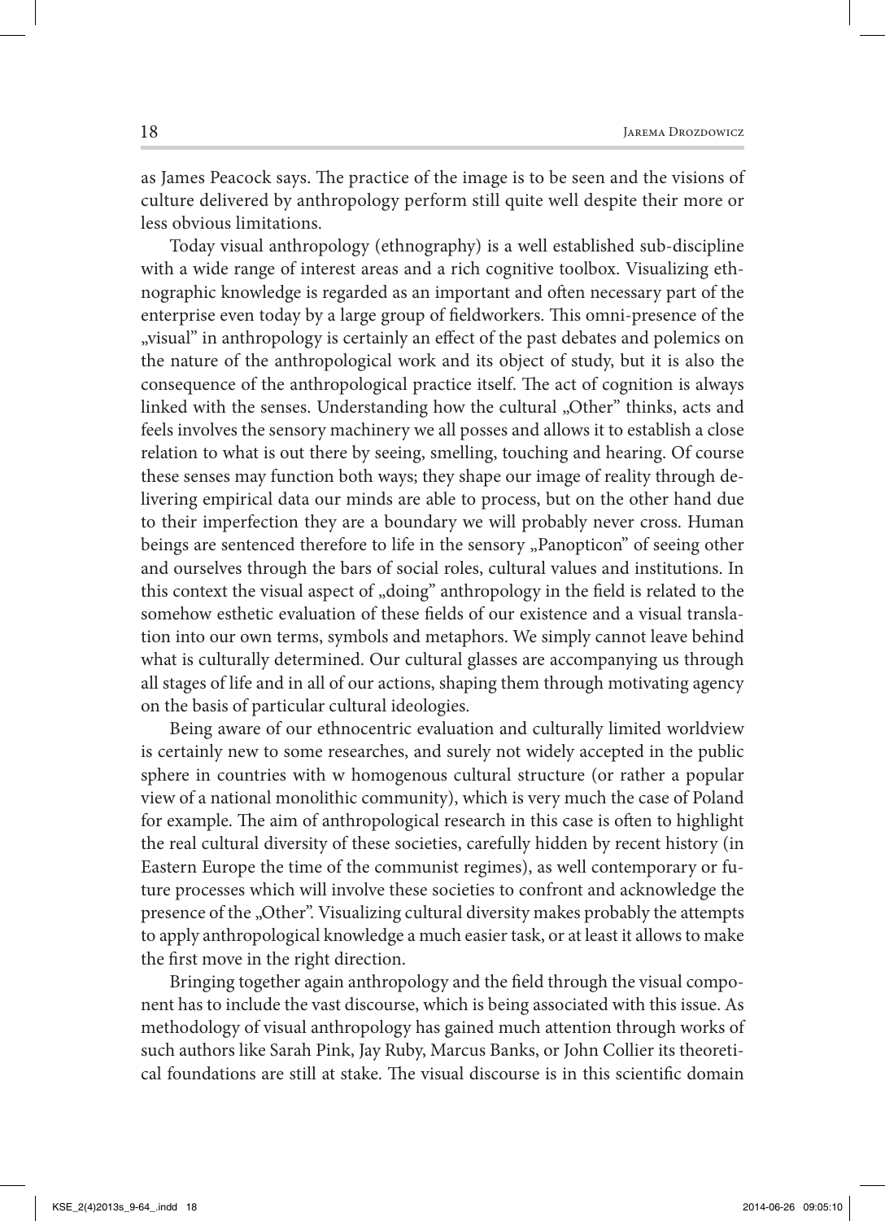as James Peacock says. The practice of the image is to be seen and the visions of culture delivered by anthropology perform still quite well despite their more or less obvious limitations.

Today visual anthropology (ethnography) is a well established sub-discipline with a wide range of interest areas and a rich cognitive toolbox. Visualizing ethnographic knowledge is regarded as an important and often necessary part of the enterprise even today by a large group of fieldworkers. This omni-presence of the „visual" in anthropology is certainly an effect of the past debates and polemics on the nature of the anthropological work and its object of study, but it is also the consequence of the anthropological practice itself. The act of cognition is always linked with the senses. Understanding how the cultural „Other" thinks, acts and feels involves the sensory machinery we all posses and allows it to establish a close relation to what is out there by seeing, smelling, touching and hearing. Of course these senses may function both ways; they shape our image of reality through delivering empirical data our minds are able to process, but on the other hand due to their imperfection they are a boundary we will probably never cross. Human beings are sentenced therefore to life in the sensory „Panopticon" of seeing other and ourselves through the bars of social roles, cultural values and institutions. In this context the visual aspect of „doing" anthropology in the field is related to the somehow esthetic evaluation of these fields of our existence and a visual translation into our own terms, symbols and metaphors. We simply cannot leave behind what is culturally determined. Our cultural glasses are accompanying us through all stages of life and in all of our actions, shaping them through motivating agency on the basis of particular cultural ideologies.

Being aware of our ethnocentric evaluation and culturally limited worldview is certainly new to some researches, and surely not widely accepted in the public sphere in countries with w homogenous cultural structure (or rather a popular view of a national monolithic community), which is very much the case of Poland for example. The aim of anthropological research in this case is often to highlight the real cultural diversity of these societies, carefully hidden by recent history (in Eastern Europe the time of the communist regimes), as well contemporary or future processes which will involve these societies to confront and acknowledge the presence of the „Other". Visualizing cultural diversity makes probably the attempts to apply anthropological knowledge a much easier task, or at least it allows to make the first move in the right direction.

Bringing together again anthropology and the field through the visual component has to include the vast discourse, which is being associated with this issue. As methodology of visual anthropology has gained much attention through works of such authors like Sarah Pink, Jay Ruby, Marcus Banks, or John Collier its theoretical foundations are still at stake. The visual discourse is in this scientific domain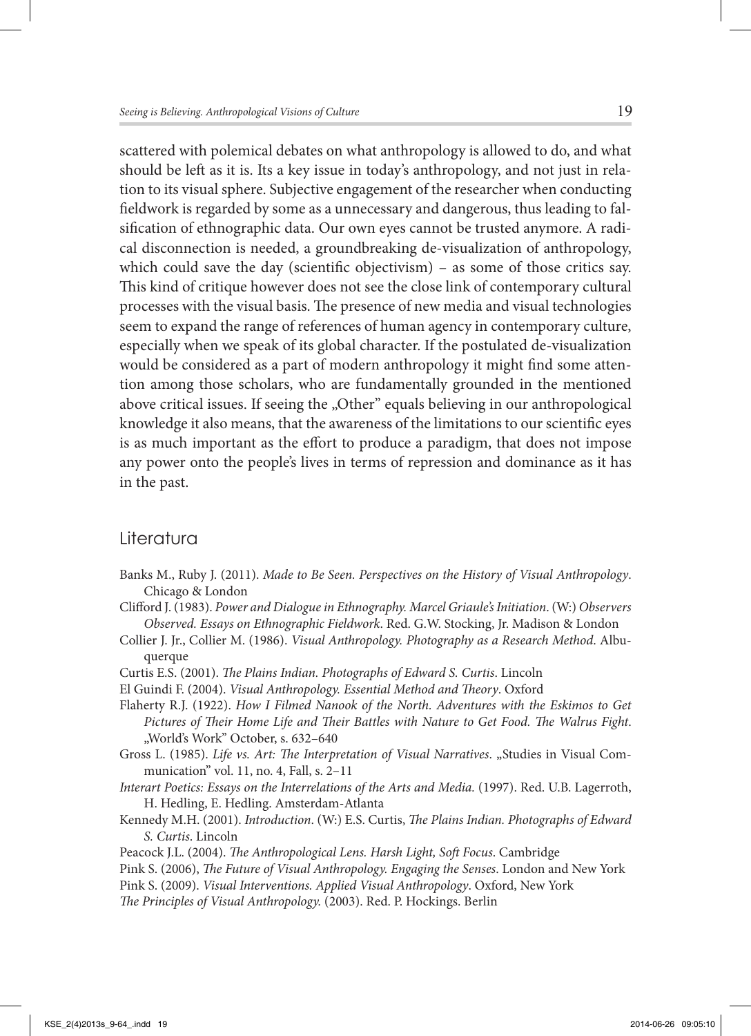scattered with polemical debates on what anthropology is allowed to do, and what should be left as it is. Its a key issue in today's anthropology, and not just in relation to its visual sphere. Subjective engagement of the researcher when conducting fieldwork is regarded by some as a unnecessary and dangerous, thus leading to falsification of ethnographic data. Our own eyes cannot be trusted anymore. A radical disconnection is needed, a groundbreaking de-visualization of anthropology, which could save the day (scientific objectivism) – as some of those critics say. This kind of critique however does not see the close link of contemporary cultural processes with the visual basis. The presence of new media and visual technologies seem to expand the range of references of human agency in contemporary culture, especially when we speak of its global character. If the postulated de-visualization would be considered as a part of modern anthropology it might find some attention among those scholars, who are fundamentally grounded in the mentioned above critical issues. If seeing the „Other" equals believing in our anthropological knowledge it also means, that the awareness of the limitations to our scientific eyes is as much important as the effort to produce a paradigm, that does not impose any power onto the people's lives in terms of repression and dominance as it has in the past.

## Literatura

Banks M., Ruby J. (2011). *Made to Be Seen. Perspectives on the History of Visual Anthropology*. Chicago & London

Clifford J. (1983). *Power and Dialogue in Ethnography. Marcel Griaule's Initiation*. (W:) *Observers Observed. Essays on Ethnographic Fieldwork*. Red. G.W. Stocking, Jr. Madison & London

Collier J. Jr., Collier M. (1986). *Visual Anthropology. Photography as a Research Method*. Albuquerque

Curtis E.S. (2001). *The Plains Indian. Photographs of Edward S. Curtis*. Lincoln

El Guindi F. (2004). *Visual Anthropology. Essential Method and Theory*. Oxford

Flaherty R.J. (1922). *How I Filmed Nanook of the North. Adventures with the Eskimos to Get Pictures of Their Home Life and Their Battles with Nature to Get Food. The Walrus Fight*. „World's Work" October, s. 632–640

Gross L. (1985). *Life vs. Art: The Interpretation of Visual Narratives*. „Studies in Visual Communication" vol. 11, no. 4, Fall, s. 2–11

*Interart Poetics: Essays on the Interrelations of the Arts and Media.* (1997). Red. U.B. Lagerroth, H. Hedling, E. Hedling. Amsterdam-Atlanta

Kennedy M.H. (2001). *Introduction*. (W:) E.S. Curtis, *The Plains Indian. Photographs of Edward S. Curtis*. Lincoln

Peacock J.L. (2004). *The Anthropological Lens. Harsh Light, Soft Focus*. Cambridge

Pink S. (2006), *The Future of Visual Anthropology. Engaging the Senses*. London and New York

Pink S. (2009). *Visual Interventions. Applied Visual Anthropology*. Oxford, New York

*The Principles of Visual Anthropology.* (2003). Red. P. Hockings. Berlin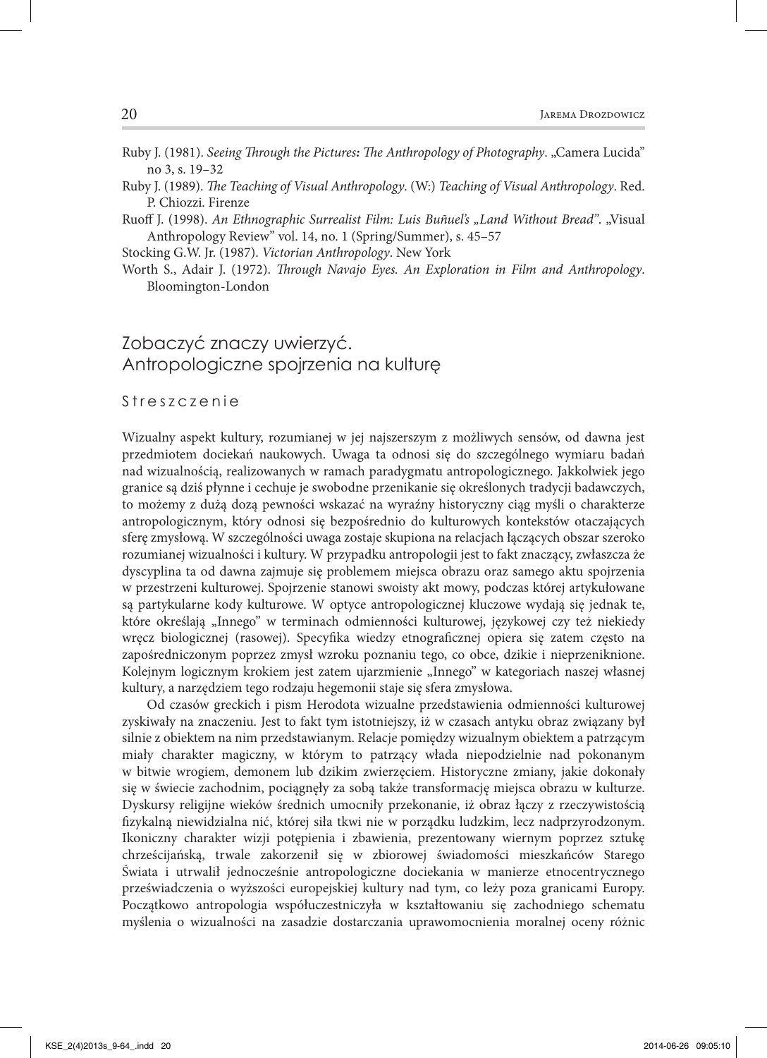Ruby J. (1981). *Seeing Through the Pictures: The Anthropology of Photography*. „Camera Lucida" no 3, s. 19–32

Ruby J. (1989). *The Teaching of Visual Anthropology*. (W:) *Teaching of Visual Anthropology*. Red. P. Chiozzi. Firenze

Ruoff J. (1998). *An Ethnographic Surrealist Film: Luis Buñuel's „Land Without Bread"*. „Visual Anthropology Review" vol. 14, no. 1 (Spring/Summer), s. 45–57

Stocking G.W. Jr. (1987). *Victorian Anthropology*. New York

Worth S., Adair J. (1972). *Through Navajo Eyes. An Exploration in Film and Anthropology*. Bloomington-London

## Zobaczyć znaczy uwierzyć. Antropologiczne spojrzenia na kulturę

### Streszczenie

Wizualny aspekt kultury, rozumianej w jej najszerszym z możliwych sensów, od dawna jest przedmiotem dociekań naukowych. Uwaga ta odnosi się do szczególnego wymiaru badań nad wizualnością, realizowanych w ramach paradygmatu antropologicznego. Jakkolwiek jego granice są dziś płynne i cechuje je swobodne przenikanie się określonych tradycji badawczych, to możemy z dużą dozą pewności wskazać na wyraźny historyczny ciąg myśli o charakterze antropologicznym, który odnosi się bezpośrednio do kulturowych kontekstów otaczających sferę zmysłową. W szczególności uwaga zostaje skupiona na relacjach łączących obszar szeroko rozumianej wizualności i kultury. W przypadku antropologii jest to fakt znaczący, zwłaszcza że dyscyplina ta od dawna zajmuje się problemem miejsca obrazu oraz samego aktu spojrzenia w przestrzeni kulturowej. Spojrzenie stanowi swoisty akt mowy, podczas której artykułowane są partykularne kody kulturowe. W optyce antropologicznej kluczowe wydają się jednak te, które określają „Innego" w terminach odmienności kulturowej, językowej czy też niekiedy wręcz biologicznej (rasowej). Specyfika wiedzy etnograficznej opiera się zatem często na zapośredniczonym poprzez zmysł wzroku poznaniu tego, co obce, dzikie i nieprzeniknione. Kolejnym logicznym krokiem jest zatem ujarzmienie „Innego" w kategoriach naszej własnej kultury, a narzędziem tego rodzaju hegemonii staje się sfera zmysłowa.

Od czasów greckich i pism Herodota wizualne przedstawienia odmienności kulturowej zyskiwały na znaczeniu. Jest to fakt tym istotniejszy, iż w czasach antyku obraz związany był silnie z obiektem na nim przedstawianym. Relacje pomiędzy wizualnym obiektem a patrzącym miały charakter magiczny, w którym to patrzący włada niepodzielnie nad pokonanym w bitwie wrogiem, demonem lub dzikim zwierzęciem. Historyczne zmiany, jakie dokonały się w świecie zachodnim, pociągnęły za sobą także transformację miejsca obrazu w kulturze. Dyskursy religijne wieków średnich umocniły przekonanie, iż obraz łączy z rzeczywistością fizykalną niewidzialna nić, której siła tkwi nie w porządku ludzkim, lecz nadprzyrodzonym. Ikoniczny charakter wizji potępienia i zbawienia, prezentowany wiernym poprzez sztukę chrześcijańską, trwale zakorzenił się w zbiorowej świadomości mieszkańców Starego Świata i utrwalił jednocześnie antropologiczne dociekania w manierze etnocentrycznego przeświadczenia o wyższości europejskiej kultury nad tym, co leży poza granicami Europy. Początkowo antropologia współuczestniczyła w kształtowaniu się zachodniego schematu myślenia o wizualności na zasadzie dostarczania uprawomocnienia moralnej oceny różnic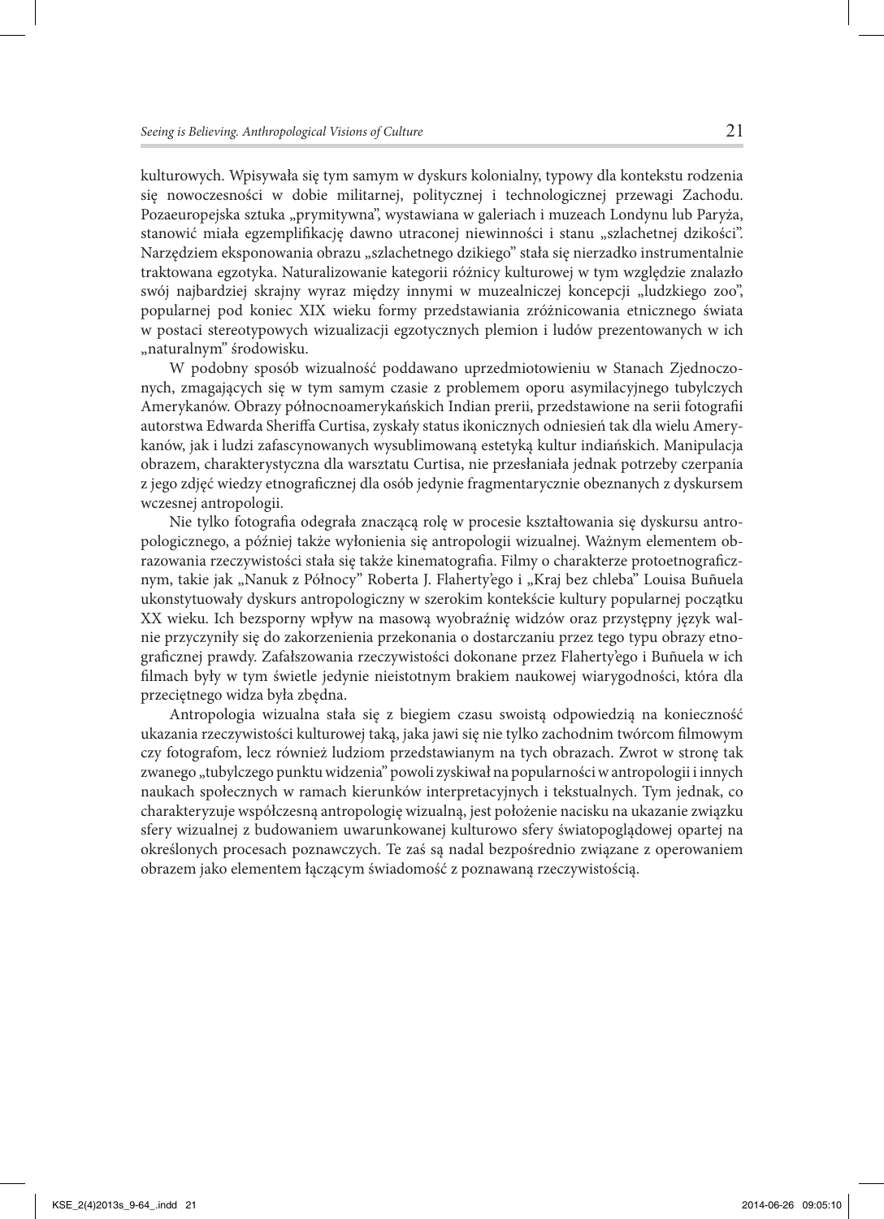kulturowych. Wpisywała się tym samym w dyskurs kolonialny, typowy dla kontekstu rodzenia się nowoczesności w dobie militarnej, politycznej i technologicznej przewagi Zachodu. Pozaeuropejska sztuka „prymitywna", wystawiana w galeriach i muzeach Londynu lub Paryża, stanowić miała egzemplifikację dawno utraconej niewinności i stanu „szlachetnej dzikości". Narzędziem eksponowania obrazu „szlachetnego dzikiego" stała się nierzadko instrumentalnie traktowana egzotyka. Naturalizowanie kategorii różnicy kulturowej w tym względzie znalazło swój najbardziej skrajny wyraz między innymi w muzealniczej koncepcji „ludzkiego zoo", popularnej pod koniec XIX wieku formy przedstawiania zróżnicowania etnicznego świata w postaci stereotypowych wizualizacji egzotycznych plemion i ludów prezentowanych w ich „naturalnym" środowisku.

W podobny sposób wizualność poddawano uprzedmiotowieniu w Stanach Zjednoczonych, zmagających się w tym samym czasie z problemem oporu asymilacyjnego tubylczych Amerykanów. Obrazy północnoamerykańskich Indian prerii, przedstawione na serii fotografii autorstwa Edwarda Sheriffa Curtisa, zyskały status ikonicznych odniesień tak dla wielu Amerykanów, jak i ludzi zafascynowanych wysublimowaną estetyką kultur indiańskich. Manipulacja obrazem, charakterystyczna dla warsztatu Curtisa, nie przesłaniała jednak potrzeby czerpania z jego zdjęć wiedzy etnograficznej dla osób jedynie fragmentarycznie obeznanych z dyskursem wczesnej antropologii.

Nie tylko fotografia odegrała znaczącą rolę w procesie kształtowania się dyskursu antropologicznego, a później także wyłonienia się antropologii wizualnej. Ważnym elementem obrazowania rzeczywistości stała się także kinematografia. Filmy o charakterze protoetnograficznym, takie jak „Nanuk z Północy" Roberta J. Flaherty'ego i „Kraj bez chleba" Louisa Buñuela ukonstytuowały dyskurs antropologiczny w szerokim kontekście kultury popularnej początku XX wieku. Ich bezsporny wpływ na masową wyobraźnię widzów oraz przystępny język walnie przyczyniły się do zakorzenienia przekonania o dostarczaniu przez tego typu obrazy etnograficznej prawdy. Zafałszowania rzeczywistości dokonane przez Flaherty'ego i Buñuela w ich filmach były w tym świetle jedynie nieistotnym brakiem naukowej wiarygodności, która dla przeciętnego widza była zbędna.

Antropologia wizualna stała się z biegiem czasu swoistą odpowiedzią na konieczność ukazania rzeczywistości kulturowej taką, jaka jawi się nie tylko zachodnim twórcom filmowym czy fotografom, lecz również ludziom przedstawianym na tych obrazach. Zwrot w stronę tak zwanego „tubylczego punktu widzenia" powoli zyskiwał na popularności w antropologii i innych naukach społecznych w ramach kierunków interpretacyjnych i tekstualnych. Tym jednak, co charakteryzuje współczesną antropologię wizualną, jest położenie nacisku na ukazanie związku sfery wizualnej z budowaniem uwarunkowanej kulturowo sfery światopoglądowej opartej na określonych procesach poznawczych. Te zaś są nadal bezpośrednio związane z operowaniem obrazem jako elementem łączącym świadomość z poznawaną rzeczywistością.